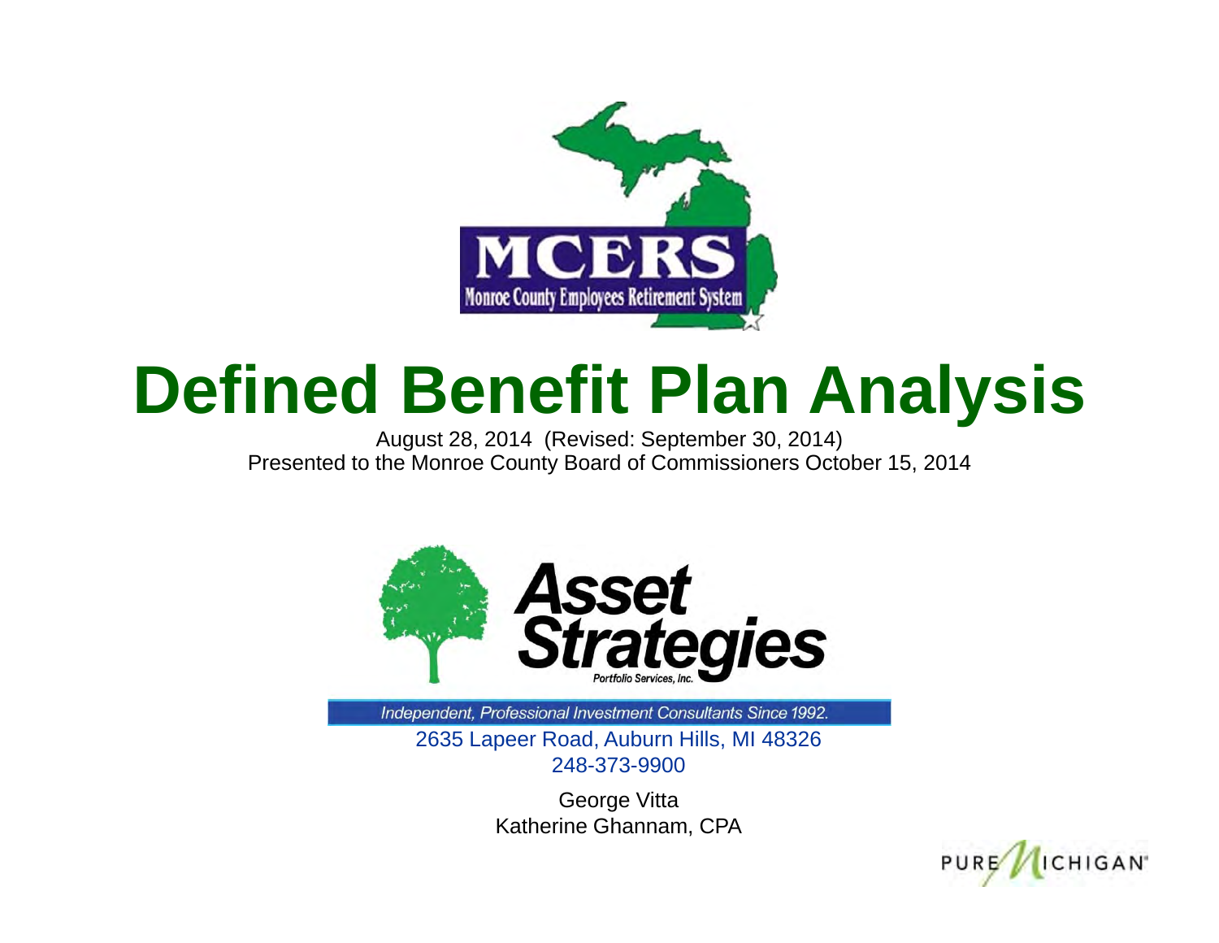MCERS

Monroe County Employees Retirement System

# Defined Benefit Plan Analysis

August 28, 2014 (Revised: September 30, 2014)

Presented to the Monroe County Board of Commissioners October 15, 2014

Asset Strategies

Portfolio Services, Inc.

*Independent, Professional Investment Consultants Since 1992.*

2635 Lapeer Road, Auburn Hills, MI 48326

248-373-9900

George Vitta

Katherine Ghannam, CPA

PURE MICHIGAN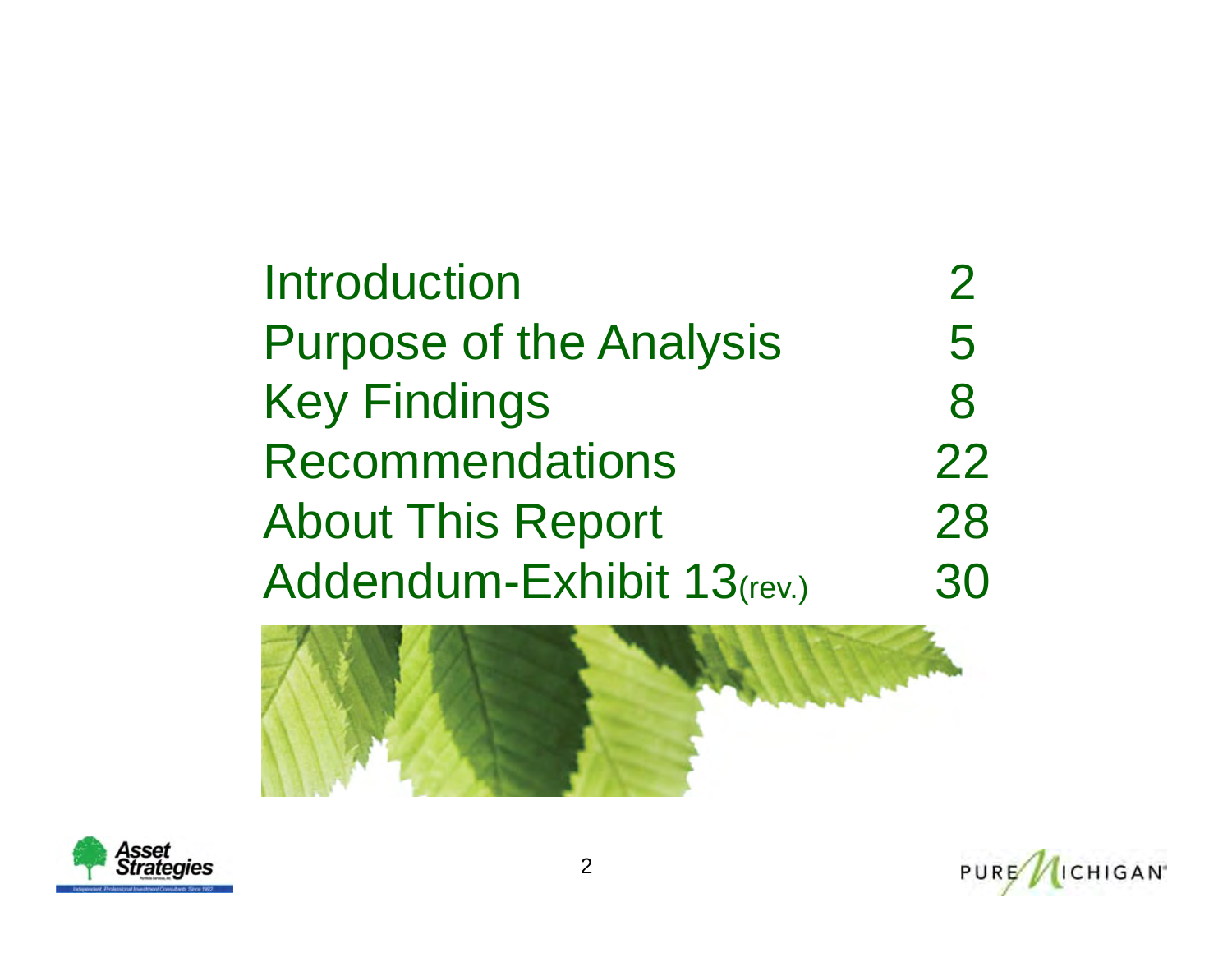| | |
|---|---|
| Introduction | 2 |
| Purpose of the Analysis | 5 |
| Key Findings | 8 |
| Recommendations | 22 |
| About This Report | 28 |
| Addendum-Exhibit 13(rev.) | 30 |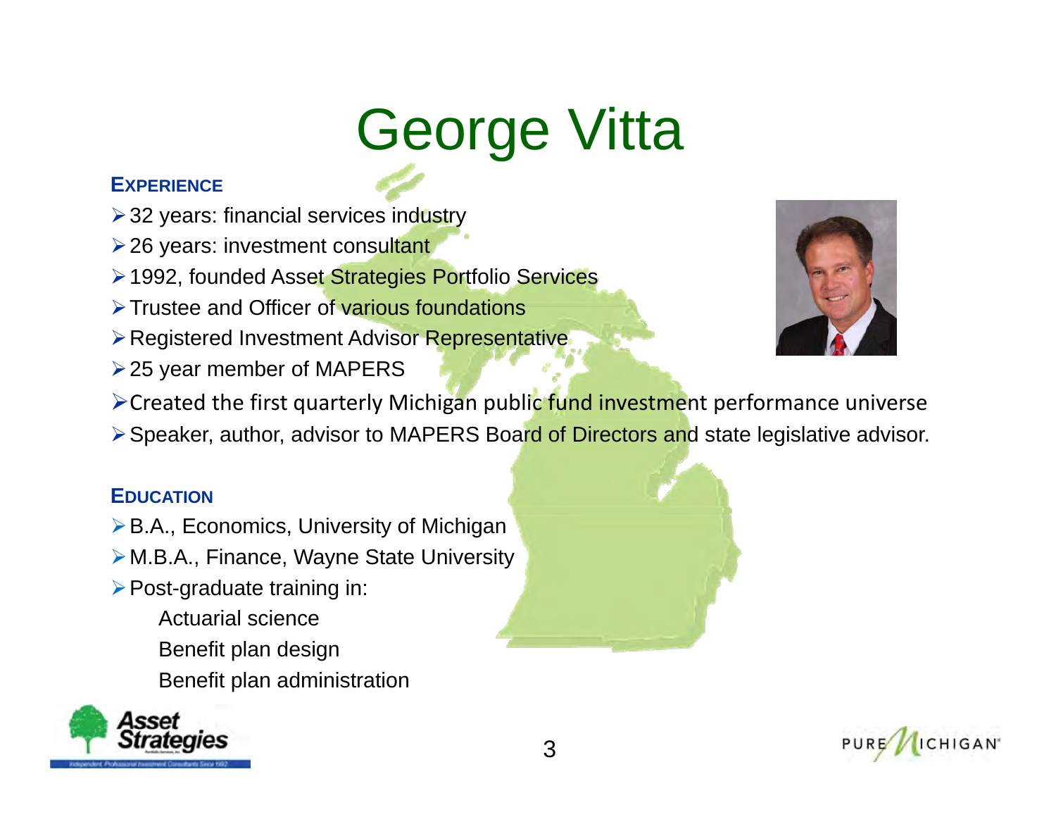# George Vitta

**EXPERIENCE**

- 32 years: financial services industry
- 26 years: investment consultant
- 1992, founded Asset Strategies Portfolio Services
- Trustee and Officer of various foundations
- Registered Investment Advisor Representative
- 25 year member of MAPERS
- Created the first quarterly Michigan public fund investment performance universe
- Speaker, author, advisor to MAPERS Board of Directors and state legislative advisor.

**EDUCATION**

- B.A., Economics, University of Michigan
- M.B.A., Finance, Wayne State University
- Post-graduate training in:
  - Actuarial science
  - Benefit plan design
  - Benefit plan administration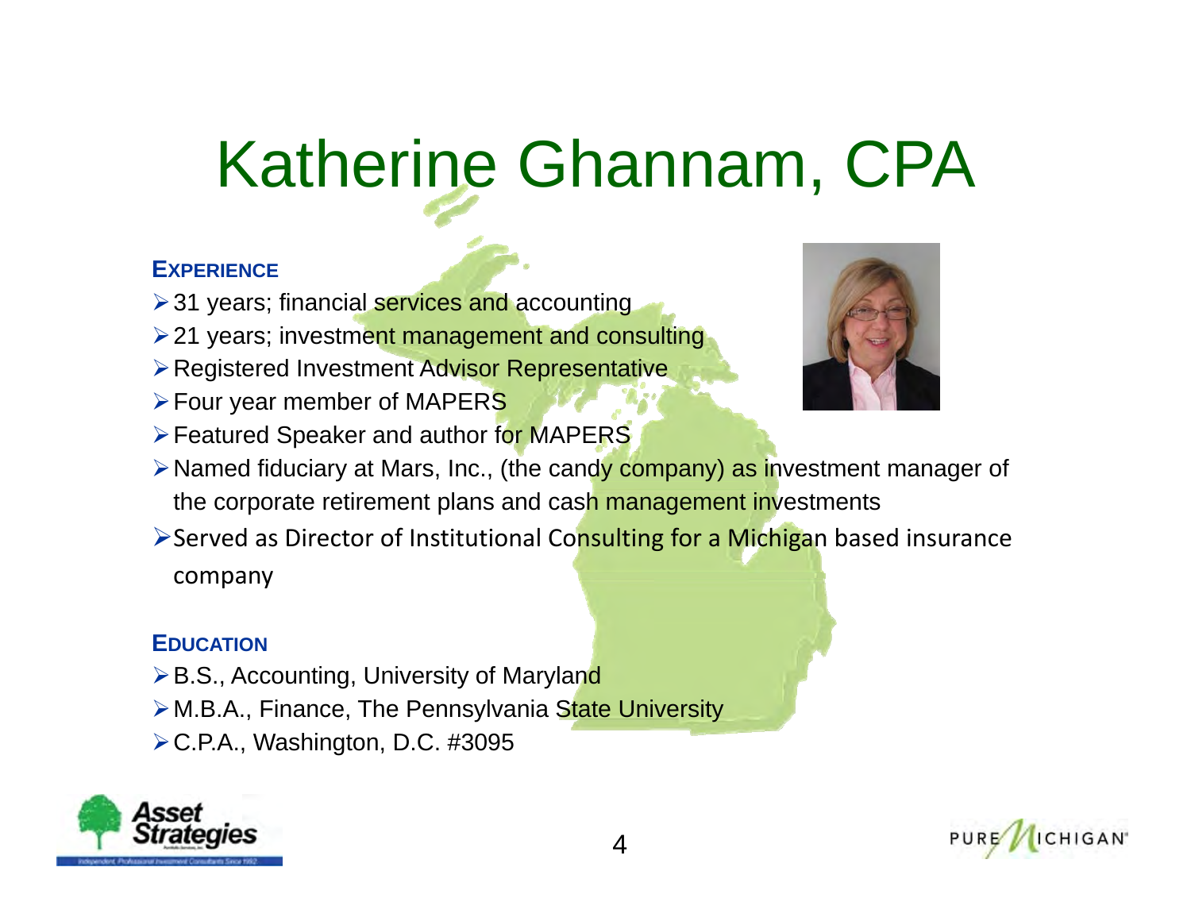# Katherine Ghannam, CPA

**EXPERIENCE**

- 31 years; financial services and accounting
- 21 years; investment management and consulting
- Registered Investment Advisor Representative
- Four year member of MAPERS
- Featured Speaker and author for MAPERS
- Named fiduciary at Mars, Inc., (the candy company) as investment manager of the corporate retirement plans and cash management investments
- Served as Director of Institutional Consulting for a Michigan based insurance company

**EDUCATION**

- B.S., Accounting, University of Maryland
- M.B.A., Finance, The Pennsylvania State University
- C.P.A., Washington, D.C. #3095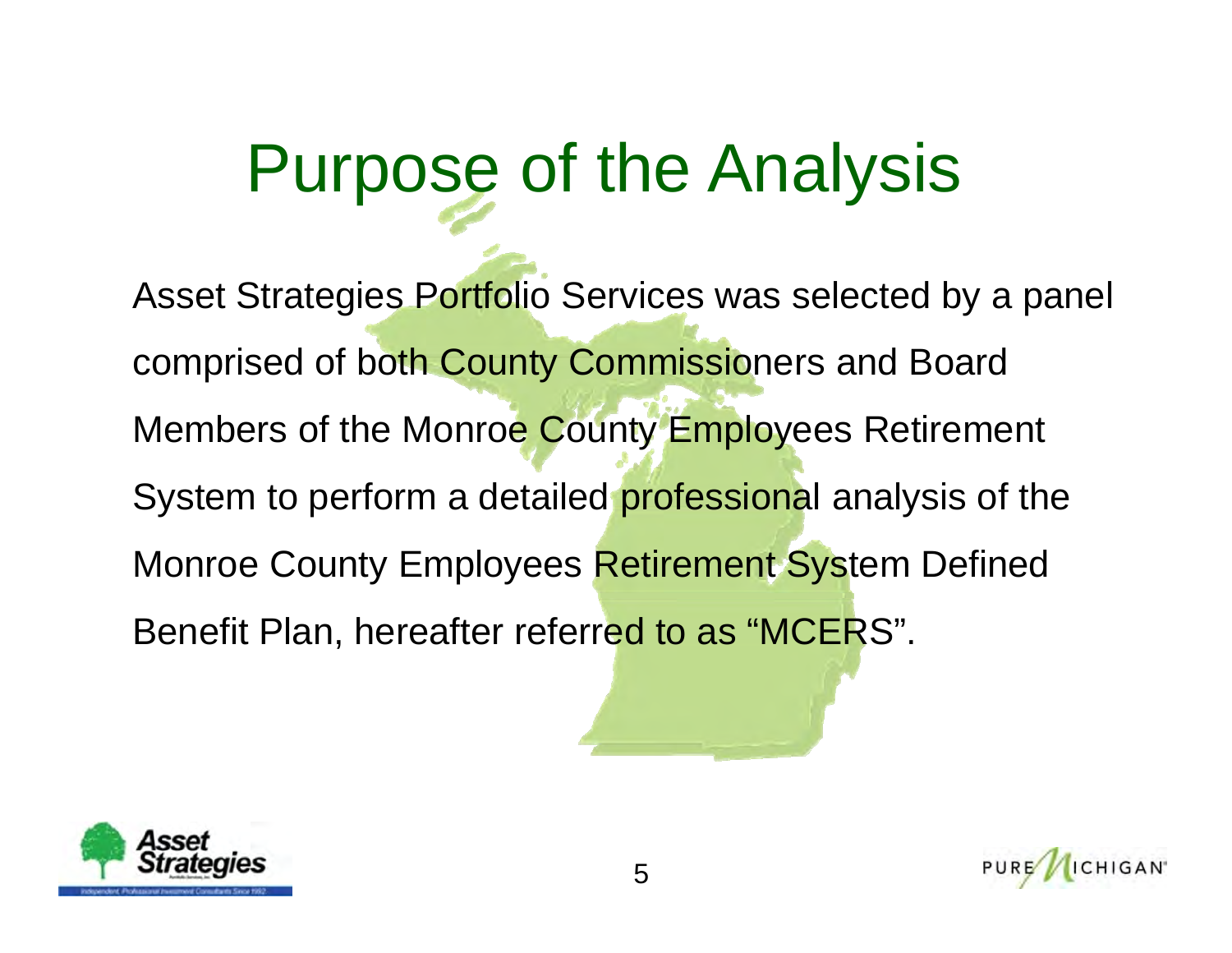# Purpose of the Analysis

Asset Strategies Portfolio Services was selected by a panel comprised of both County Commissioners and Board Members of the Monroe County Employees Retirement System to perform a detailed professional analysis of the Monroe County Employees Retirement System Defined Benefit Plan, hereafter referred to as "MCERS".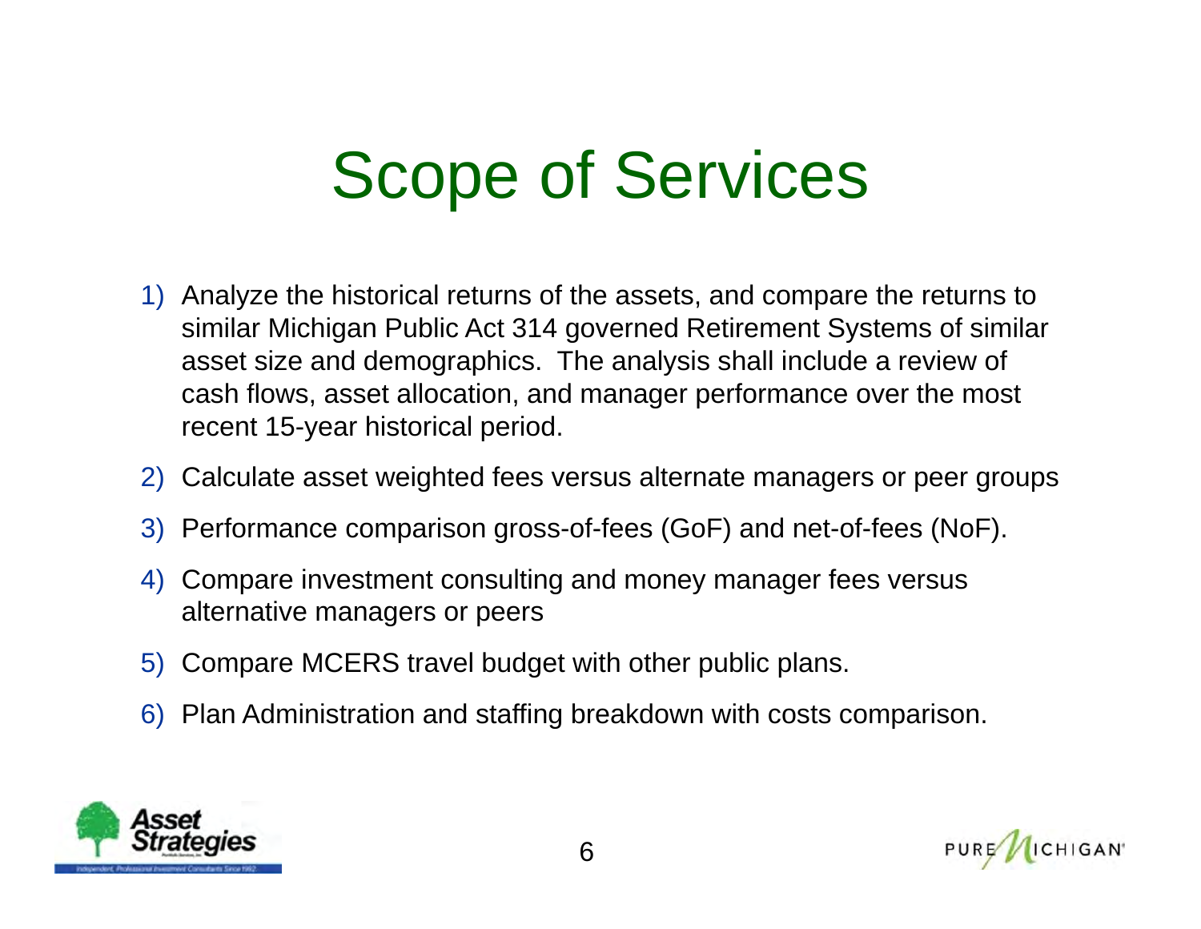# Scope of Services

1) Analyze the historical returns of the assets, and compare the returns to similar Michigan Public Act 314 governed Retirement Systems of similar asset size and demographics. The analysis shall include a review of cash flows, asset allocation, and manager performance over the most recent 15-year historical period.
2) Calculate asset weighted fees versus alternate managers or peer groups
3) Performance comparison gross-of-fees (GoF) and net-of-fees (NoF).
4) Compare investment consulting and money manager fees versus alternative managers or peers
5) Compare MCERS travel budget with other public plans.
6) Plan Administration and staffing breakdown with costs comparison.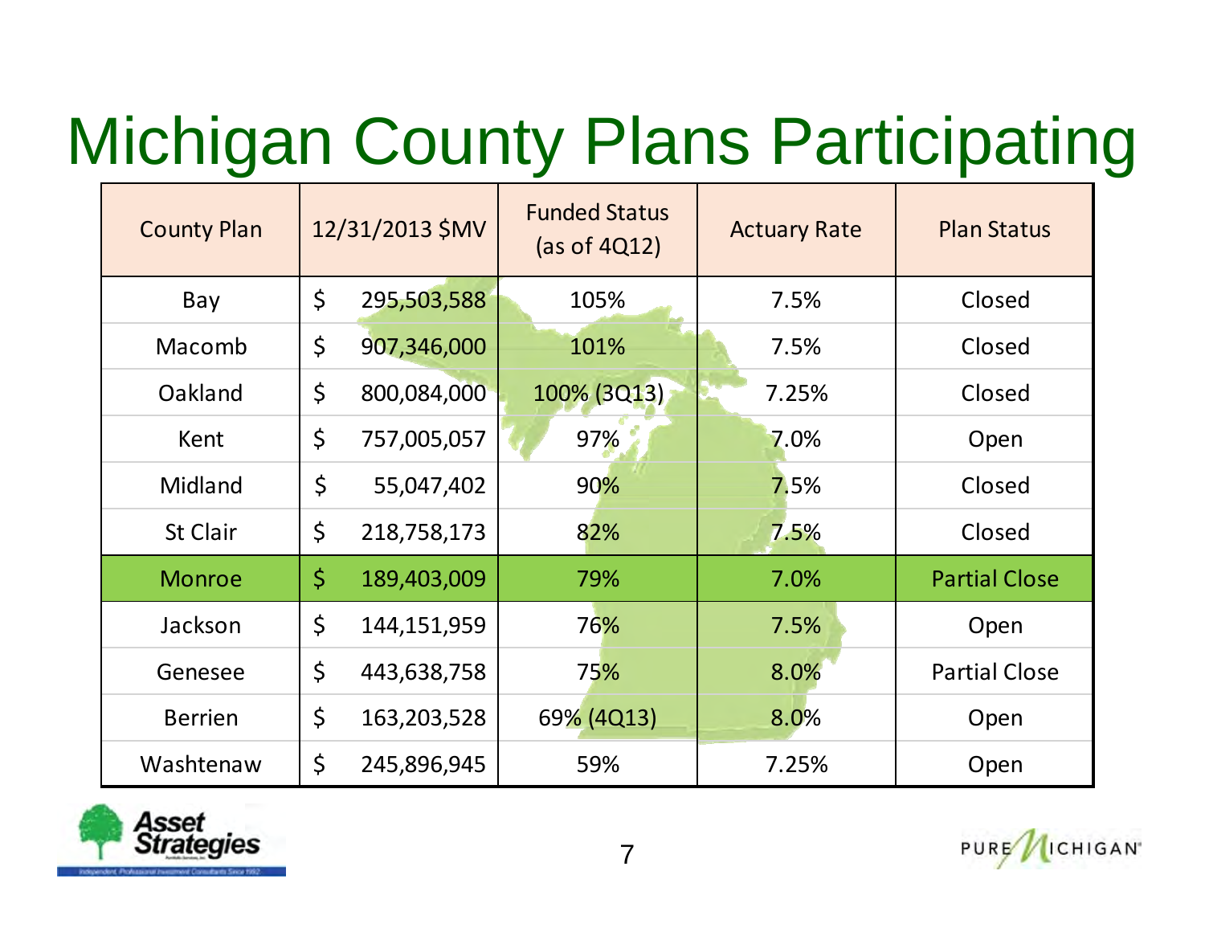# Michigan County Plans Participating

| County Plan | 12/31/2013 $MV | Funded Status (as of 4Q12) | Actuary Rate | Plan Status |
|---|---|---|---|---|
| Bay | $ 295,503,588 | 105% | 7.5% | Closed |
| Macomb | $ 907,346,000 | 101% | 7.5% | Closed |
| Oakland | $ 800,084,000 | 100% (3Q13) | 7.25% | Closed |
| Kent | $ 757,005,057 | 97% | 7.0% | Open |
| Midland | $ 55,047,402 | 90% | 7.5% | Closed |
| St Clair | $ 218,758,173 | 82% | 7.5% | Closed |
| Monroe | $ 189,403,009 | 79% | 7.0% | Partial Close |
| Jackson | $ 144,151,959 | 76% | 7.5% | Open |
| Genesee | $ 443,638,758 | 75% | 8.0% | Partial Close |
| Berrien | $ 163,203,528 | 69% (4Q13) | 8.0% | Open |
| Washtenaw | $ 245,896,945 | 59% | 7.25% | Open |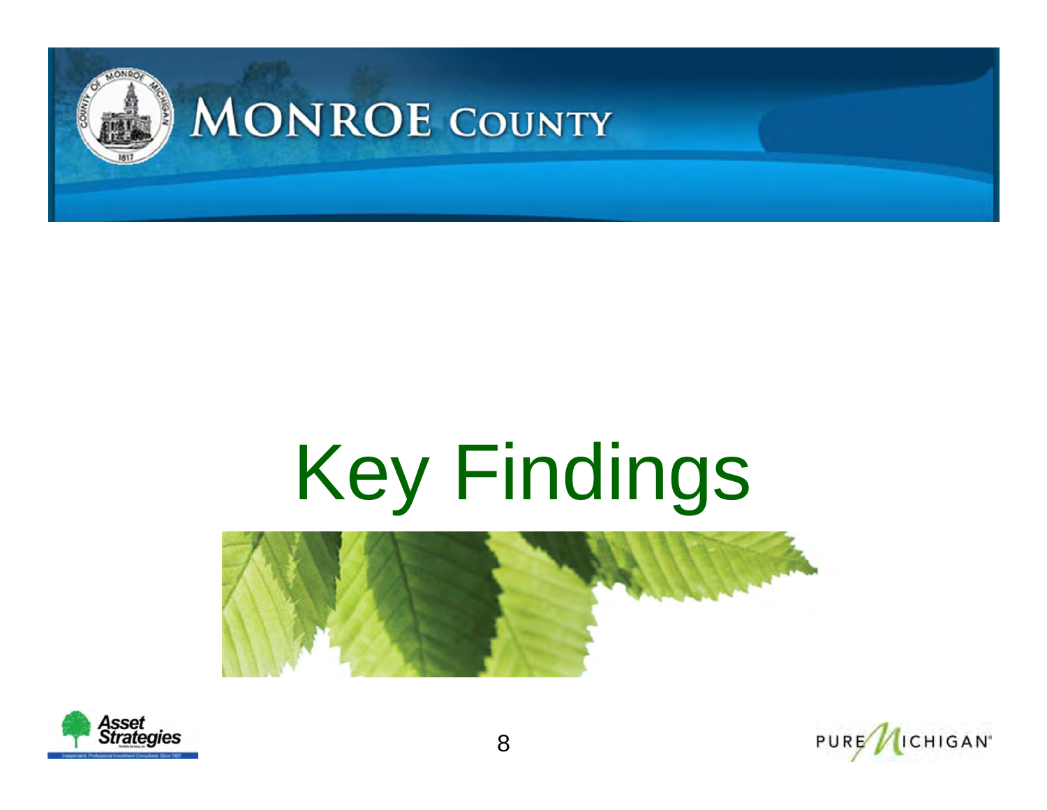# Key Findings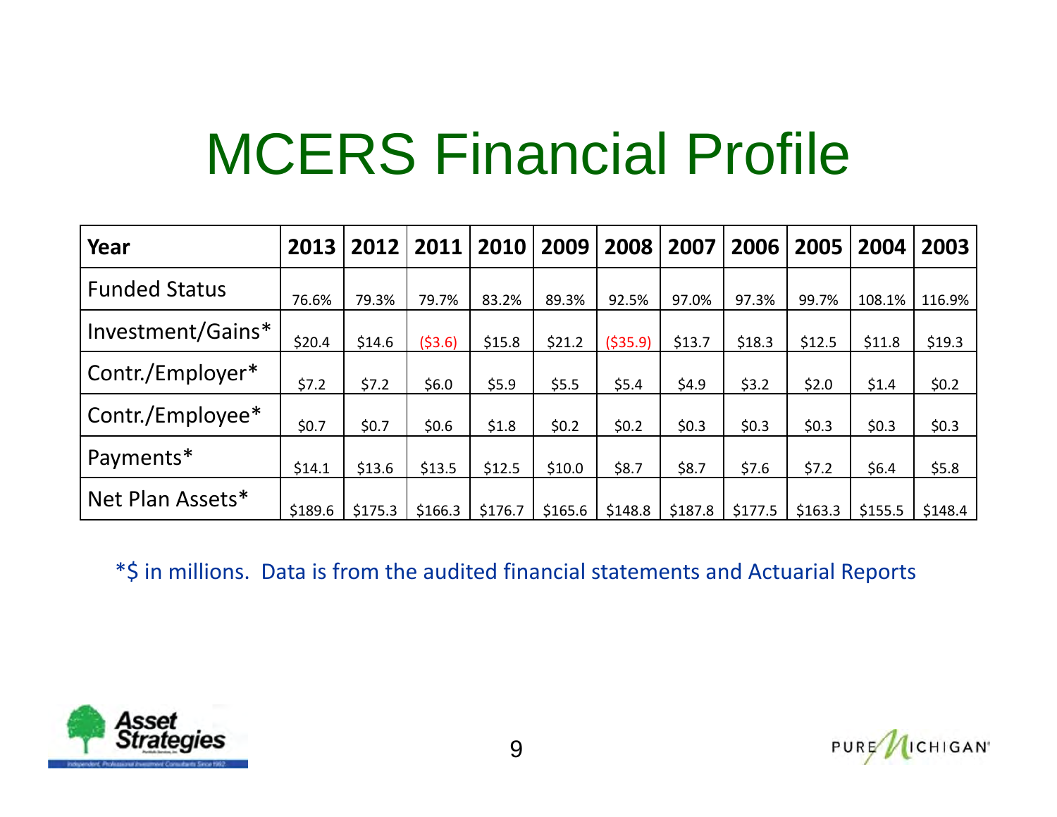# MCERS Financial Profile

| Year | 2013 | 2012 | 2011 | 2010 | 2009 | 2008 | 2007 | 2006 | 2005 | 2004 | 2003 |
|---|---|---|---|---|---|---|---|---|---|---|---|
| Funded Status | 76.6% | 79.3% | 79.7% | 83.2% | 89.3% | 92.5% | 97.0% | 97.3% | 99.7% | 108.1% | 116.9% |
| Investment/Gains* | $20.4 | $14.6 | ($3.6) | $15.8 | $21.2 | ($35.9) | $13.7 | $18.3 | $12.5 | $11.8 | $19.3 |
| Contr./Employer* | $7.2 | $7.2 | $6.0 | $5.9 | $5.5 | $5.4 | $4.9 | $3.2 | $2.0 | $1.4 | $0.2 |
| Contr./Employee* | $0.7 | $0.7 | $0.6 | $1.8 | $0.2 | $0.2 | $0.3 | $0.3 | $0.3 | $0.3 | $0.3 |
| Payments* | $14.1 | $13.6 | $13.5 | $12.5 | $10.0 | $8.7 | $8.7 | $7.6 | $7.2 | $6.4 | $5.8 |
| Net Plan Assets* | $189.6 | $175.3 | $166.3 | $176.7 | $165.6 | $148.8 | $187.8 | $177.5 | $163.3 | $155.5 | $148.4 |

*$ in millions. Data is from the audited financial statements and Actuarial Reports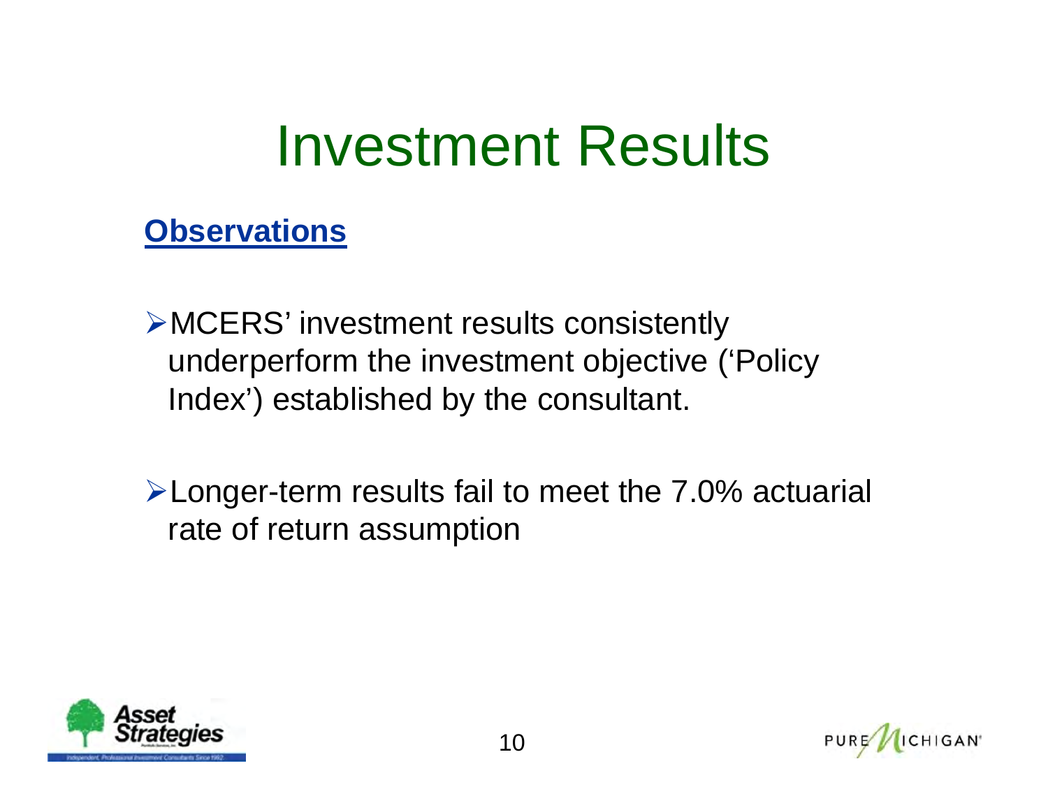# Investment Results

**Observations**

- MCERS' investment results consistently underperform the investment objective ('Policy Index') established by the consultant.

- Longer-term results fail to meet the 7.0% actuarial rate of return assumption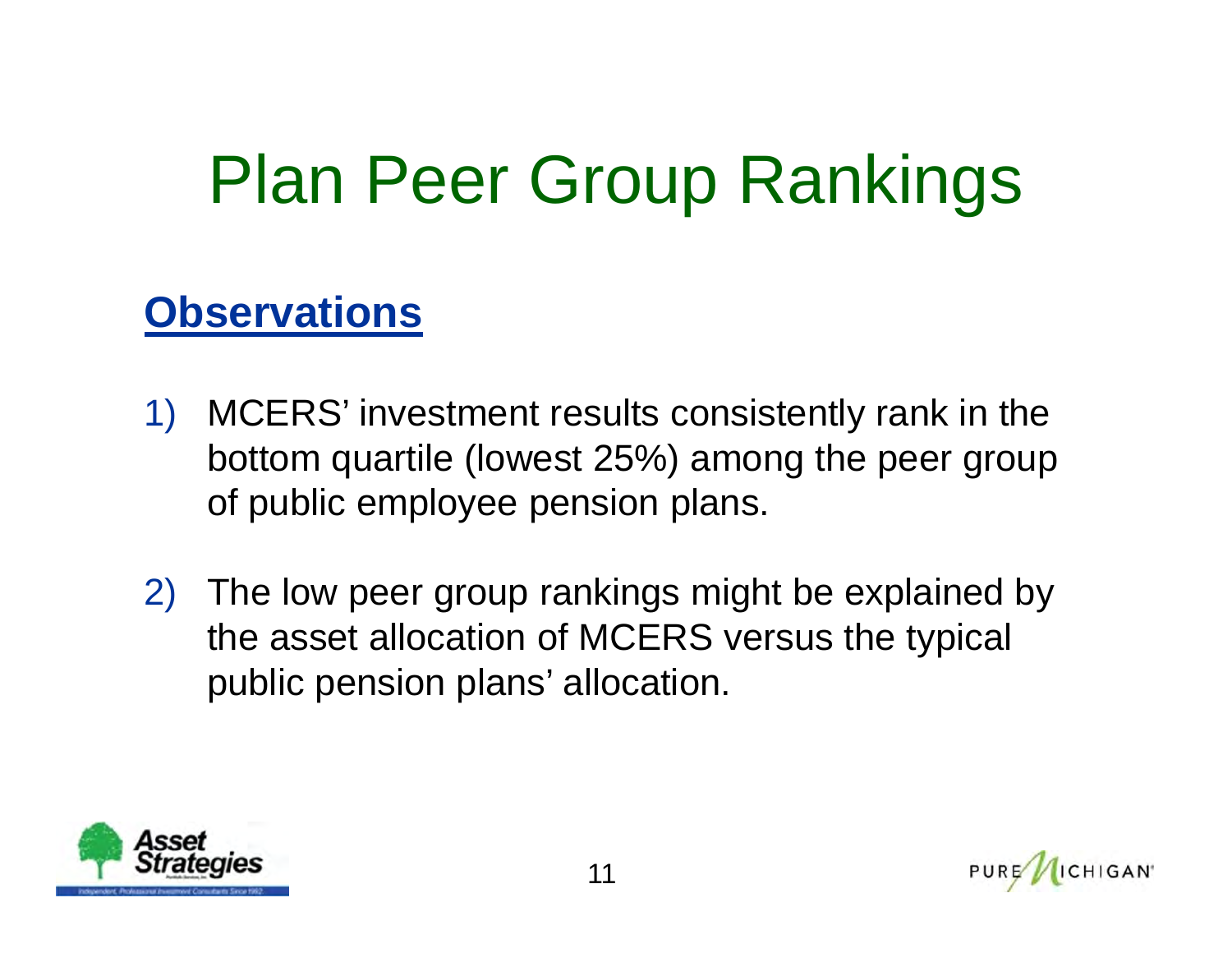# Plan Peer Group Rankings

## Observations

1) MCERS' investment results consistently rank in the bottom quartile (lowest 25%) among the peer group of public employee pension plans.

2) The low peer group rankings might be explained by the asset allocation of MCERS versus the typical public pension plans' allocation.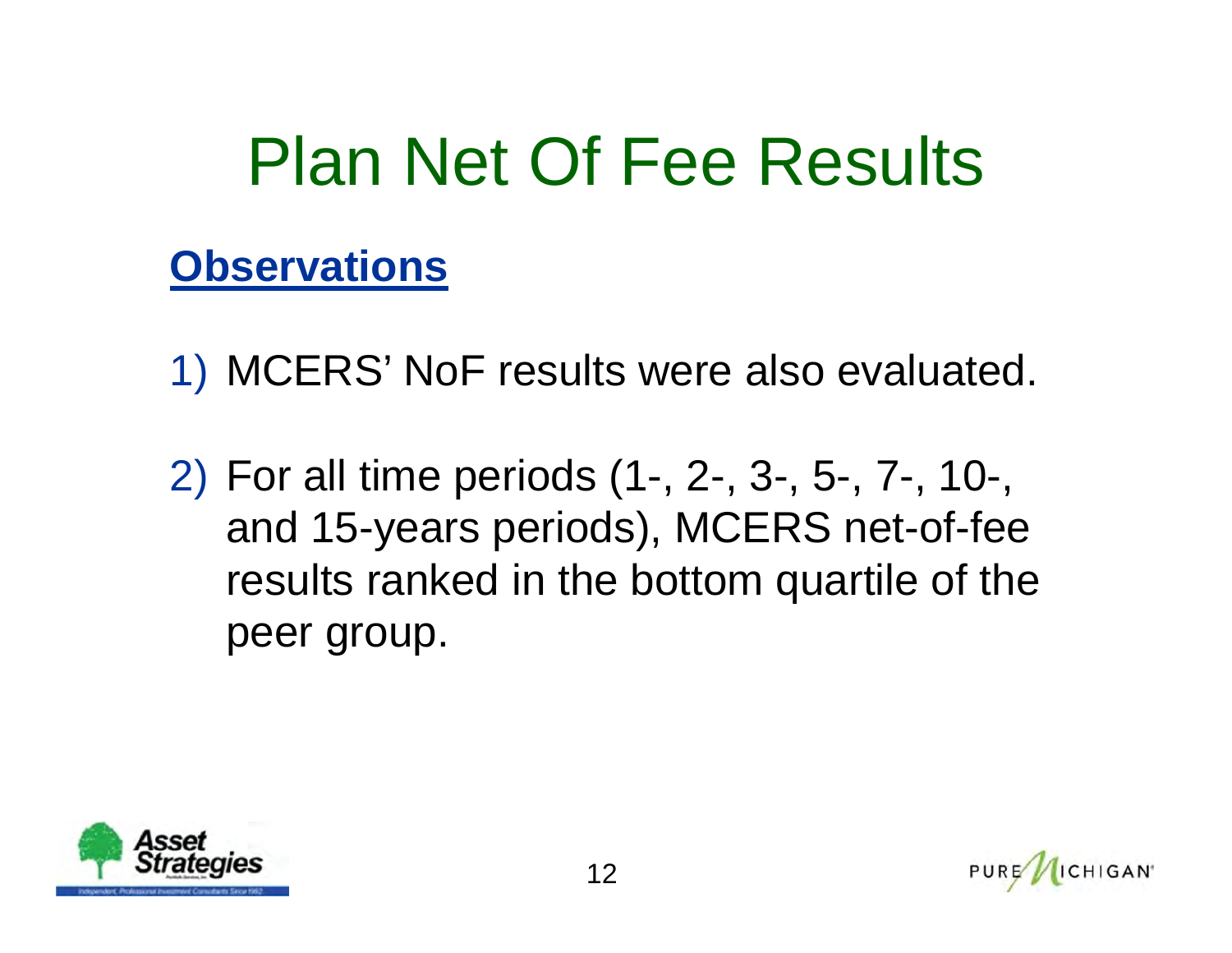# Plan Net Of Fee Results

## Observations

1) MCERS' NoF results were also evaluated.

2) For all time periods (1-, 2-, 3-, 5-, 7-, 10-, and 15-years periods), MCERS net-of-fee results ranked in the bottom quartile of the peer group.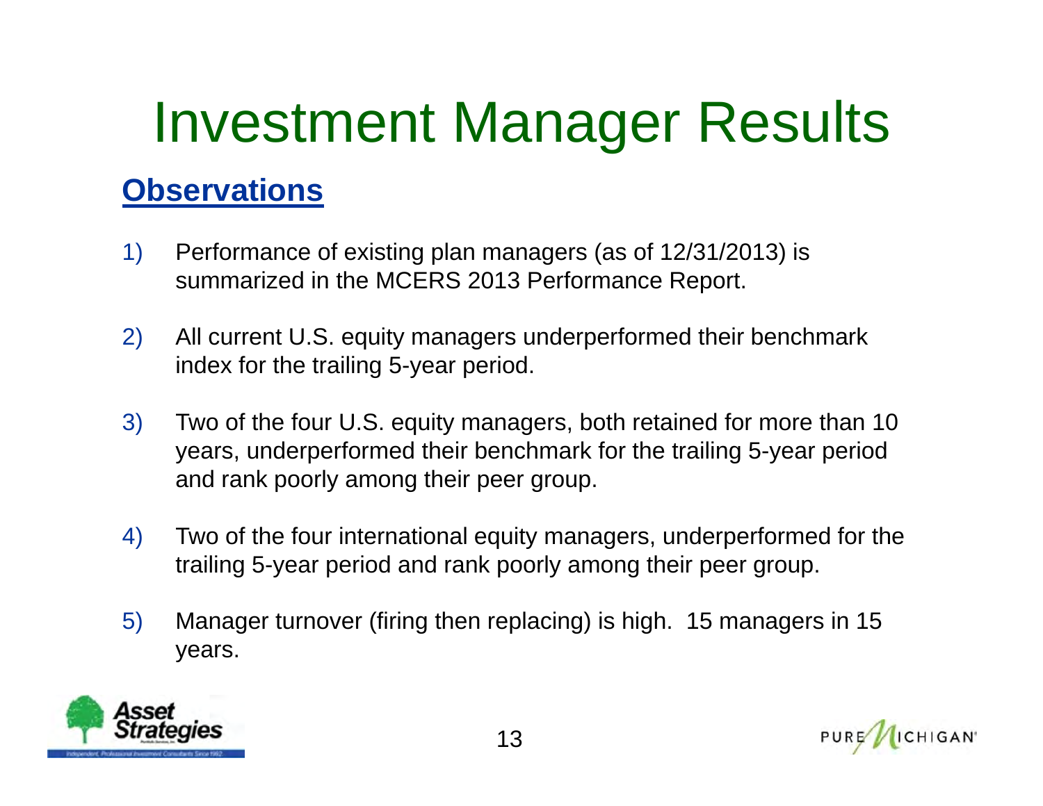# Investment Manager Results

## Observations

1) Performance of existing plan managers (as of 12/31/2013) is summarized in the MCERS 2013 Performance Report.

2) All current U.S. equity managers underperformed their benchmark index for the trailing 5-year period.

3) Two of the four U.S. equity managers, both retained for more than 10 years, underperformed their benchmark for the trailing 5-year period and rank poorly among their peer group.

4) Two of the four international equity managers, underperformed for the trailing 5-year period and rank poorly among their peer group.

5) Manager turnover (firing then replacing) is high. 15 managers in 15 years.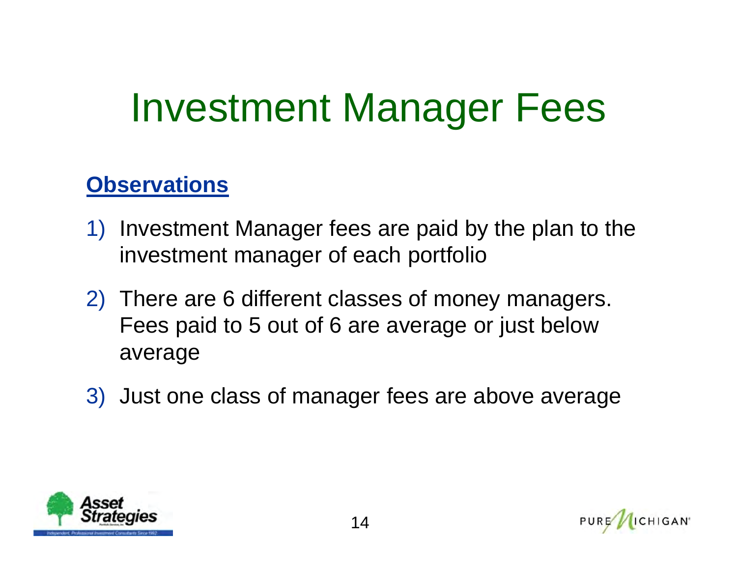# Investment Manager Fees

**Observations**

1) Investment Manager fees are paid by the plan to the investment manager of each portfolio
2) There are 6 different classes of money managers. Fees paid to 5 out of 6 are average or just below average
3) Just one class of manager fees are above average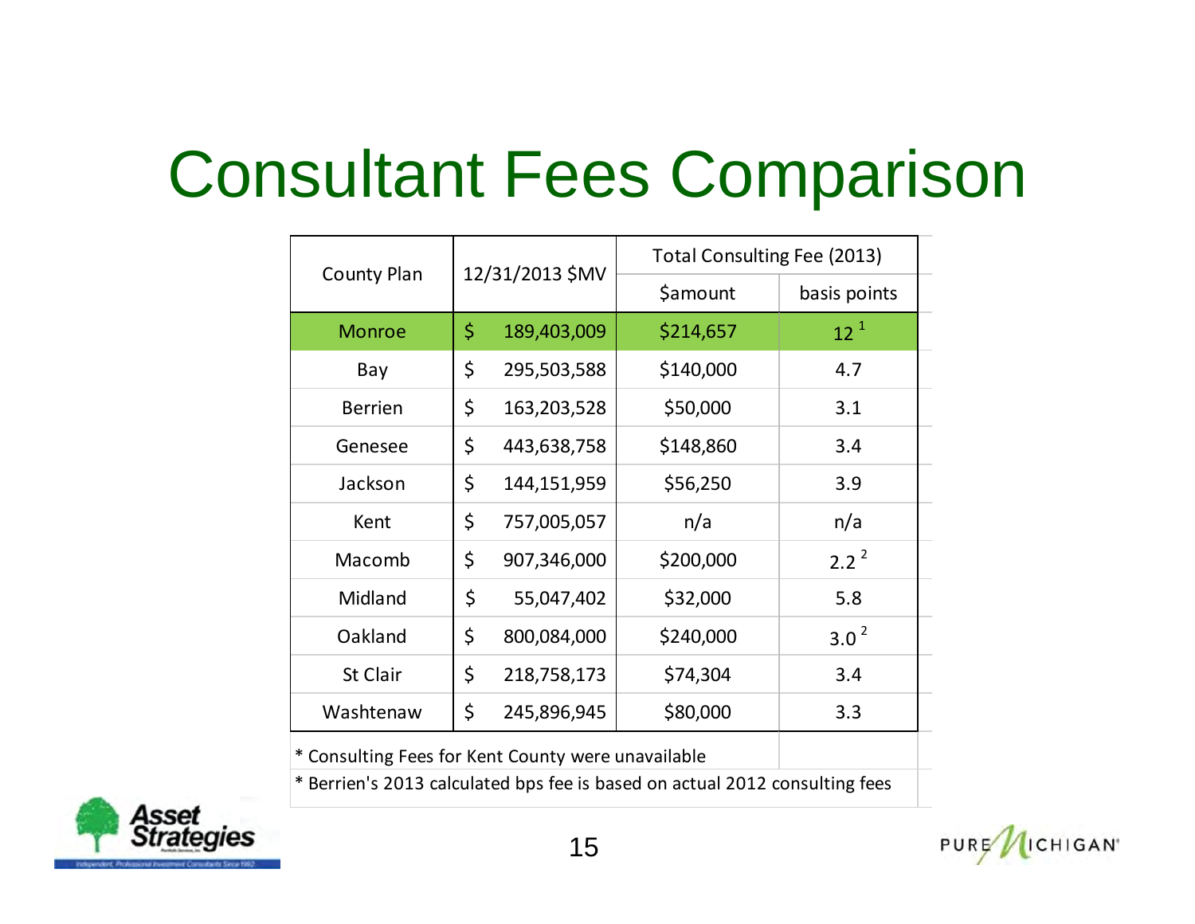# Consultant Fees Comparison

| County Plan | 12/31/2013 $MV | Total Consulting Fee (2013) | |
|---|---|---|---|
| | | $amount | basis points |
| Monroe | $ 189,403,009 | $214,657 | 12 [1] |
| Bay | $ 295,503,588 | $140,000 | 4.7 |
| Berrien | $ 163,203,528 | $50,000 | 3.1 |
| Genesee | $ 443,638,758 | $148,860 | 3.4 |
| Jackson | $ 144,151,959 | $56,250 | 3.9 |
| Kent | $ 757,005,057 | n/a | n/a |
| Macomb | $ 907,346,000 | $200,000 | 2.2 [2] |
| Midland | $ 55,047,402 | $32,000 | 5.8 |
| Oakland | $ 800,084,000 | $240,000 | 3.0 [2] |
| St Clair | $ 218,758,173 | $74,304 | 3.4 |
| Washtenaw | $ 245,896,945 | $80,000 | 3.3 |

* Consulting Fees for Kent County were unavailable

* Berrien's 2013 calculated bps fee is based on actual 2012 consulting fees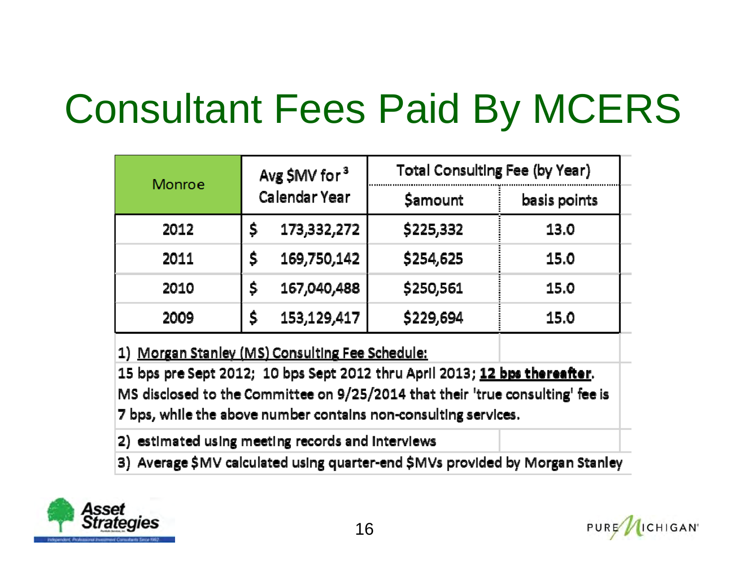# Consultant Fees Paid By MCERS

| Monroe | Avg $MV for[3] Calendar Year | Total Consulting Fee (by Year) | |
|---|---|---|---|
| | | $amount | basis points |
| 2012 | $ 173,332,272 | $225,332 | 13.0 |
| 2011 | $ 169,750,142 | $254,625 | 15.0 |
| 2010 | $ 167,040,488 | $250,561 | 15.0 |
| 2009 | $ 153,129,417 | $229,694 | 15.0 |

1) Morgan Stanley (MS) Consulting Fee Schedule:
15 bps pre Sept 2012; 10 bps Sept 2012 thru April 2013; **12 bps thereafter**.
MS disclosed to the Committee on 9/25/2014 that their 'true consulting' fee is 7 bps, while the above number contains non-consulting services.

2) estimated using meeting records and interviews

3) Average $MV calculated using quarter-end $MVs provided by Morgan Stanley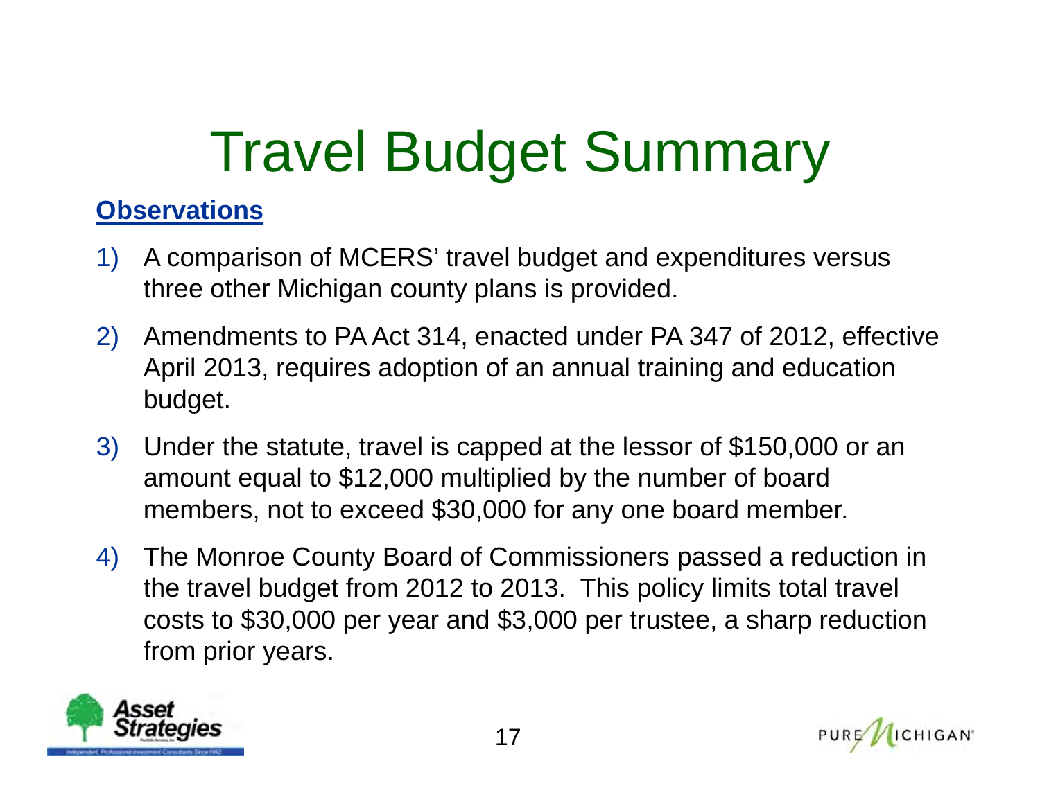# Travel Budget Summary

**Observations**

1) A comparison of MCERS' travel budget and expenditures versus three other Michigan county plans is provided.

2) Amendments to PA Act 314, enacted under PA 347 of 2012, effective April 2013, requires adoption of an annual training and education budget.

3) Under the statute, travel is capped at the lessor of $150,000 or an amount equal to $12,000 multiplied by the number of board members, not to exceed $30,000 for any one board member.

4) The Monroe County Board of Commissioners passed a reduction in the travel budget from 2012 to 2013. This policy limits total travel costs to $30,000 per year and $3,000 per trustee, a sharp reduction from prior years.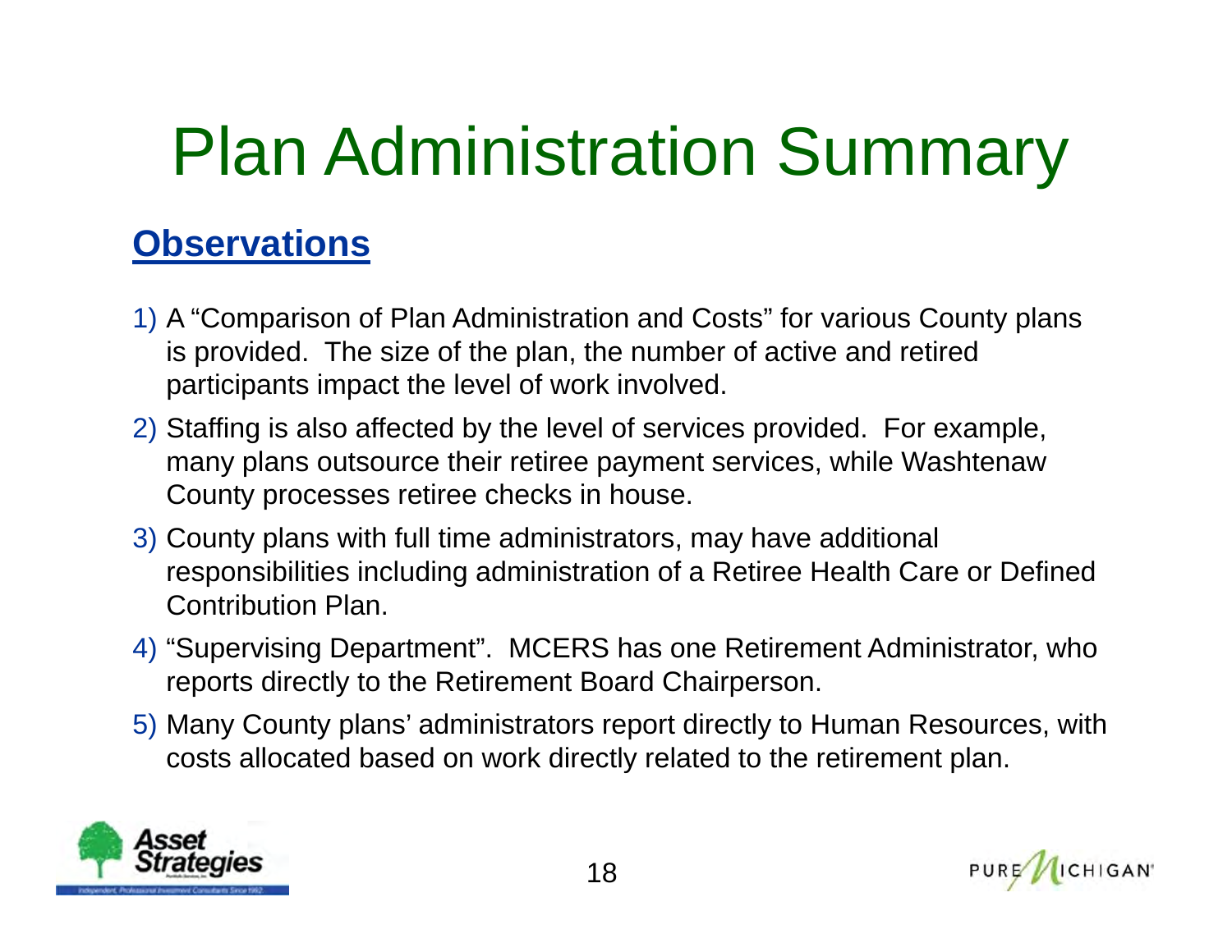# Plan Administration Summary

## Observations

1) A "Comparison of Plan Administration and Costs" for various County plans is provided. The size of the plan, the number of active and retired participants impact the level of work involved.
2) Staffing is also affected by the level of services provided. For example, many plans outsource their retiree payment services, while Washtenaw County processes retiree checks in house.
3) County plans with full time administrators, may have additional responsibilities including administration of a Retiree Health Care or Defined Contribution Plan.
4) "Supervising Department". MCERS has one Retirement Administrator, who reports directly to the Retirement Board Chairperson.
5) Many County plans' administrators report directly to Human Resources, with costs allocated based on work directly related to the retirement plan.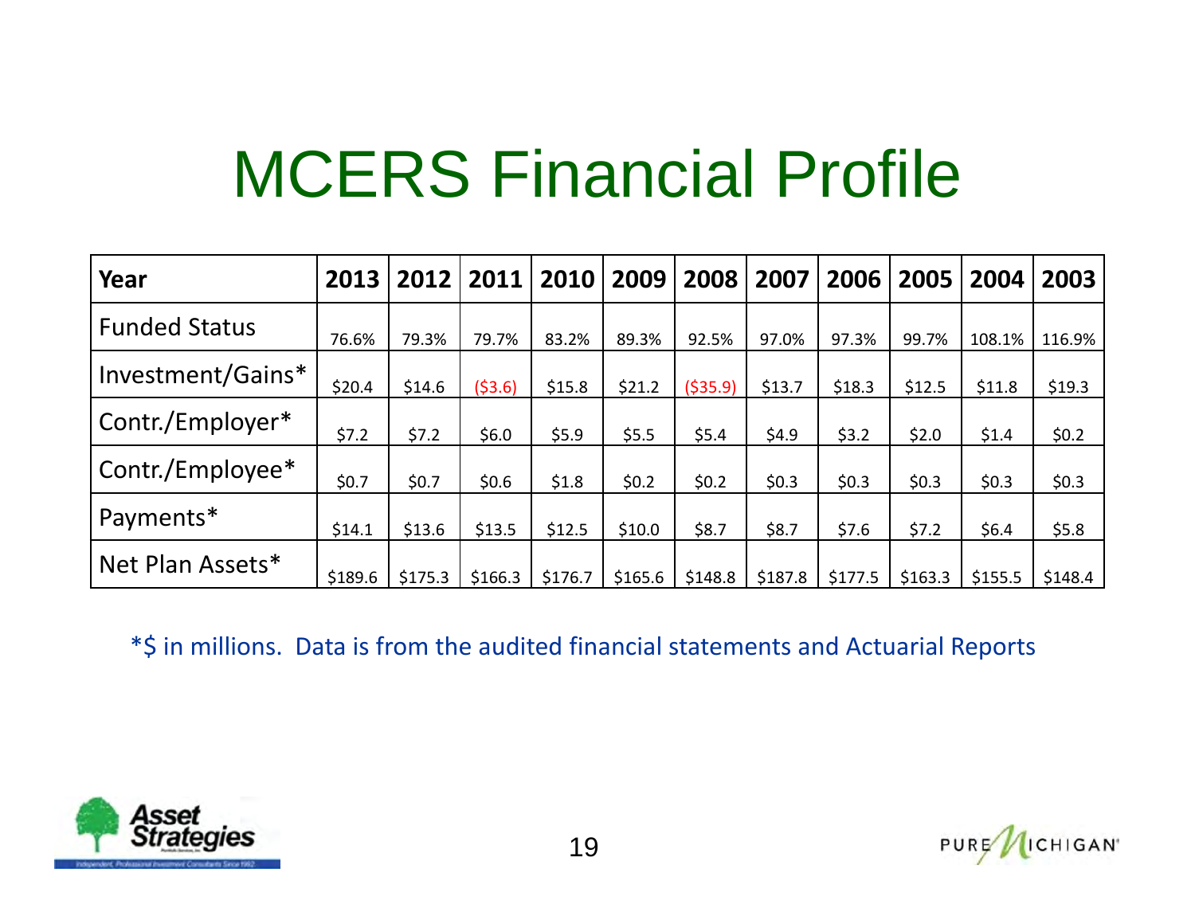# MCERS Financial Profile

| Year | 2013 | 2012 | 2011 | 2010 | 2009 | 2008 | 2007 | 2006 | 2005 | 2004 | 2003 |
|---|---|---|---|---|---|---|---|---|---|---|---|
| Funded Status | 76.6% | 79.3% | 79.7% | 83.2% | 89.3% | 92.5% | 97.0% | 97.3% | 99.7% | 108.1% | 116.9% |
| Investment/Gains* | $20.4 | $14.6 | ($3.6) | $15.8 | $21.2 | ($35.9) | $13.7 | $18.3 | $12.5 | $11.8 | $19.3 |
| Contr./Employer* | $7.2 | $7.2 | $6.0 | $5.9 | $5.5 | $5.4 | $4.9 | $3.2 | $2.0 | $1.4 | $0.2 |
| Contr./Employee* | $0.7 | $0.7 | $0.6 | $1.8 | $0.2 | $0.2 | $0.3 | $0.3 | $0.3 | $0.3 | $0.3 |
| Payments* | $14.1 | $13.6 | $13.5 | $12.5 | $10.0 | $8.7 | $8.7 | $7.6 | $7.2 | $6.4 | $5.8 |
| Net Plan Assets* | $189.6 | $175.3 | $166.3 | $176.7 | $165.6 | $148.8 | $187.8 | $177.5 | $163.3 | $155.5 | $148.4 |

*$ in millions. Data is from the audited financial statements and Actuarial Reports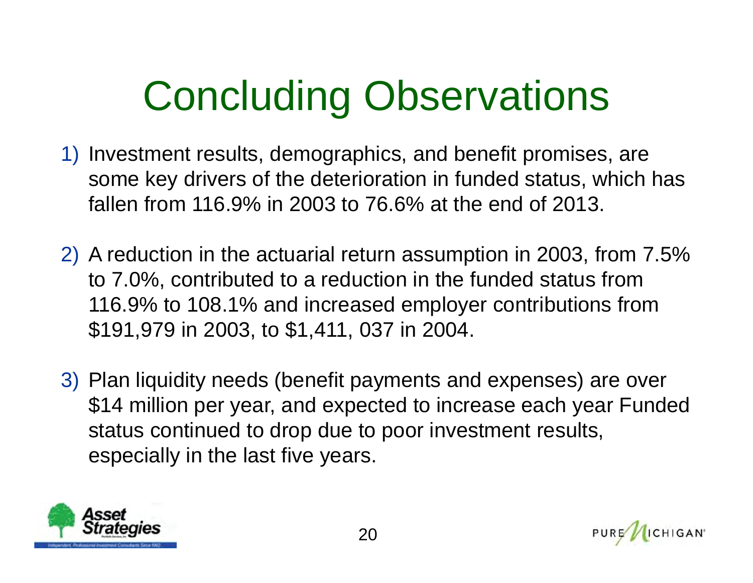# Concluding Observations

1) Investment results, demographics, and benefit promises, are some key drivers of the deterioration in funded status, which has fallen from 116.9% in 2003 to 76.6% at the end of 2013.

2) A reduction in the actuarial return assumption in 2003, from 7.5% to 7.0%, contributed to a reduction in the funded status from 116.9% to 108.1% and increased employer contributions from $191,979 in 2003, to $1,411, 037 in 2004.

3) Plan liquidity needs (benefit payments and expenses) are over $14 million per year, and expected to increase each year Funded status continued to drop due to poor investment results, especially in the last five years.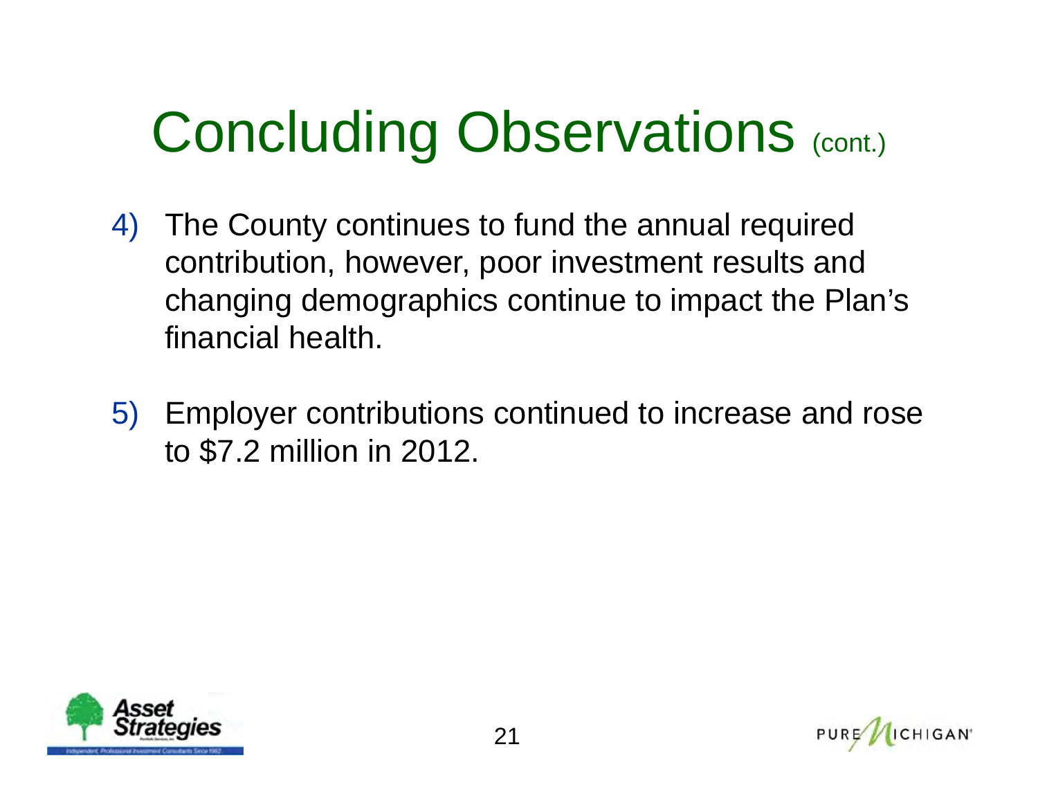# Concluding Observations (cont.)

4) The County continues to fund the annual required contribution, however, poor investment results and changing demographics continue to impact the Plan's financial health.

5) Employer contributions continued to increase and rose to $7.2 million in 2012.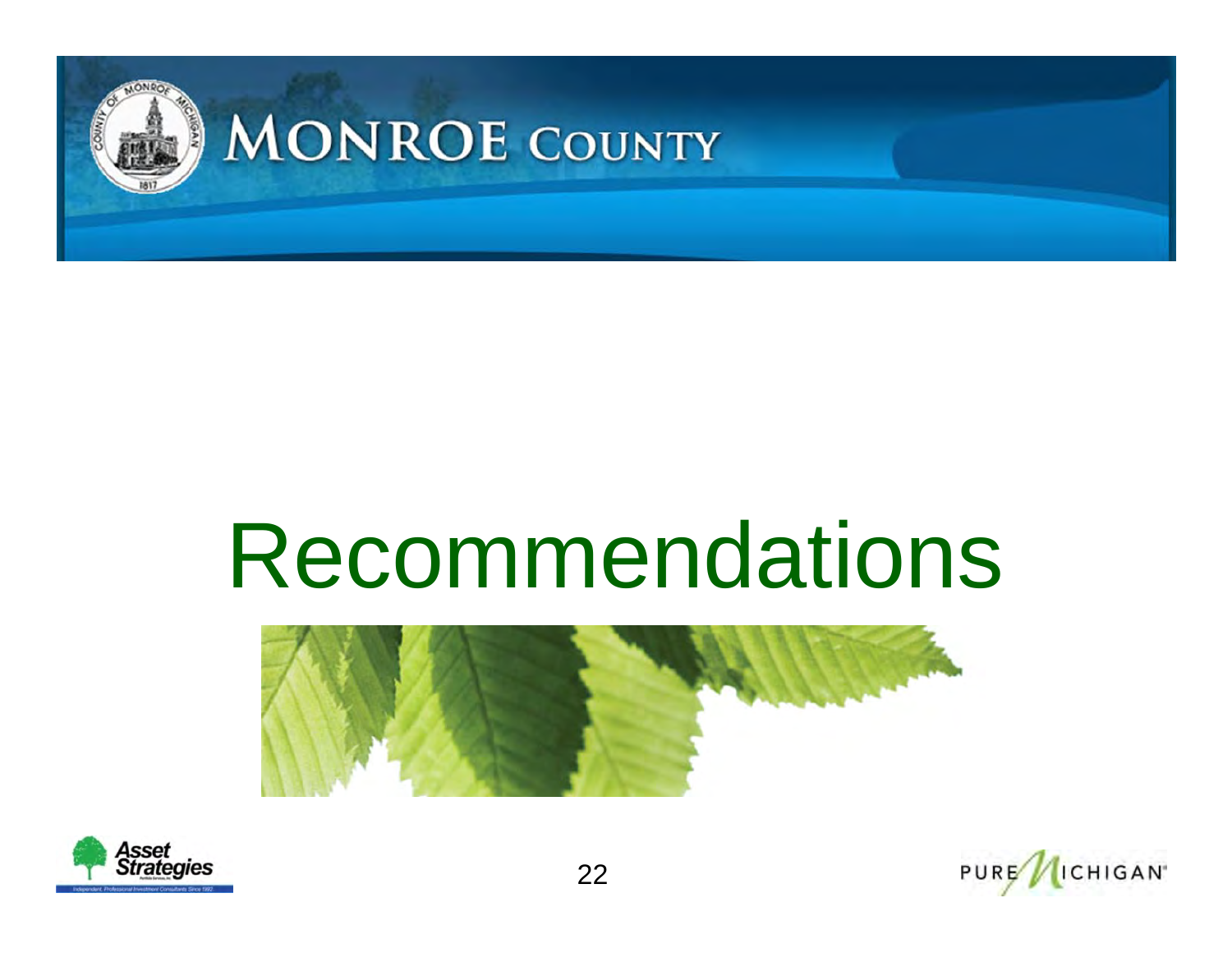# Recommendations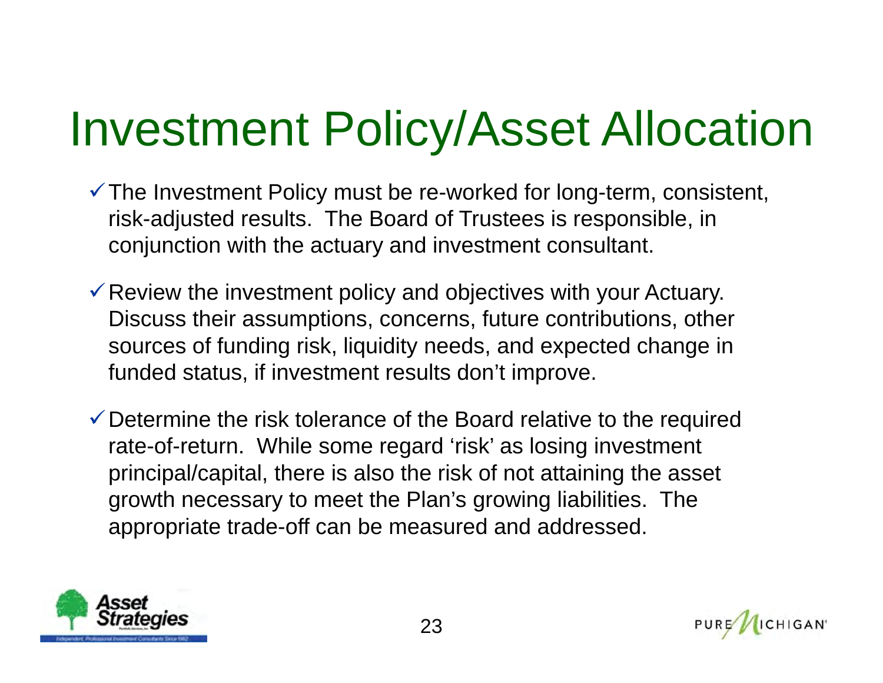# Investment Policy/Asset Allocation

- ✓ The Investment Policy must be re-worked for long-term, consistent, risk-adjusted results. The Board of Trustees is responsible, in conjunction with the actuary and investment consultant.

- ✓ Review the investment policy and objectives with your Actuary. Discuss their assumptions, concerns, future contributions, other sources of funding risk, liquidity needs, and expected change in funded status, if investment results don't improve.

- ✓ Determine the risk tolerance of the Board relative to the required rate-of-return. While some regard 'risk' as losing investment principal/capital, there is also the risk of not attaining the asset growth necessary to meet the Plan's growing liabilities. The appropriate trade-off can be measured and addressed.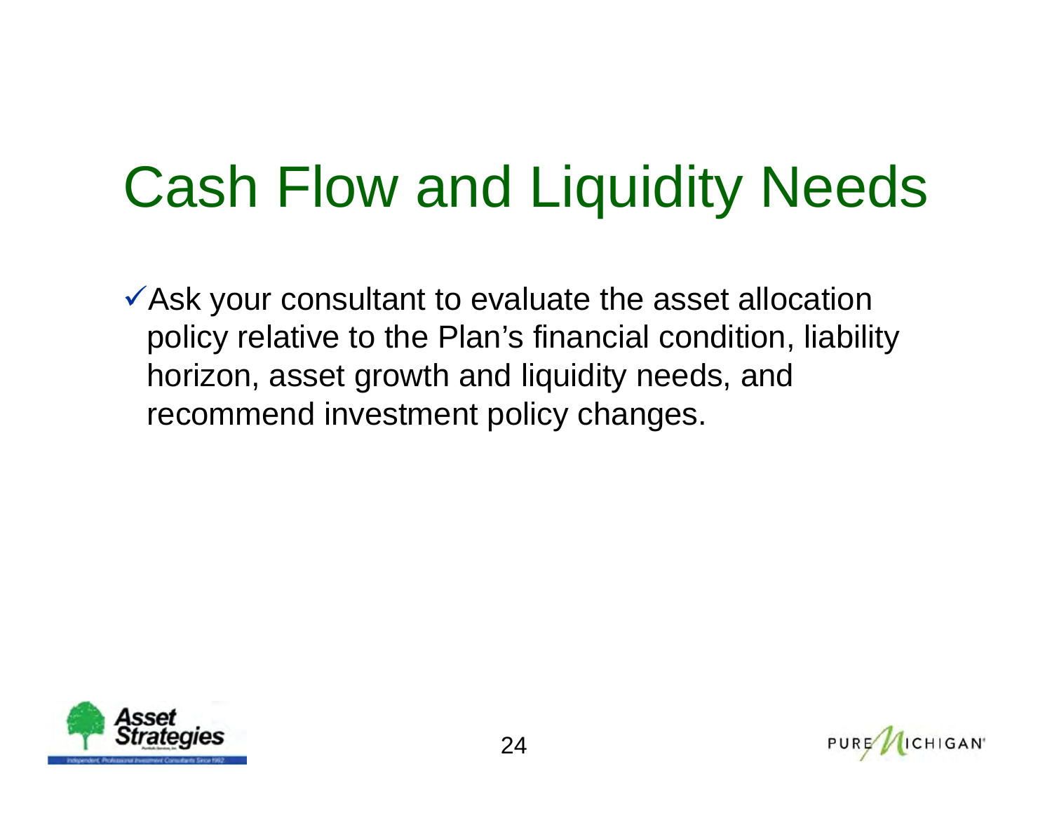# Cash Flow and Liquidity Needs

- ✓ Ask your consultant to evaluate the asset allocation policy relative to the Plan's financial condition, liability horizon, asset growth and liquidity needs, and recommend investment policy changes.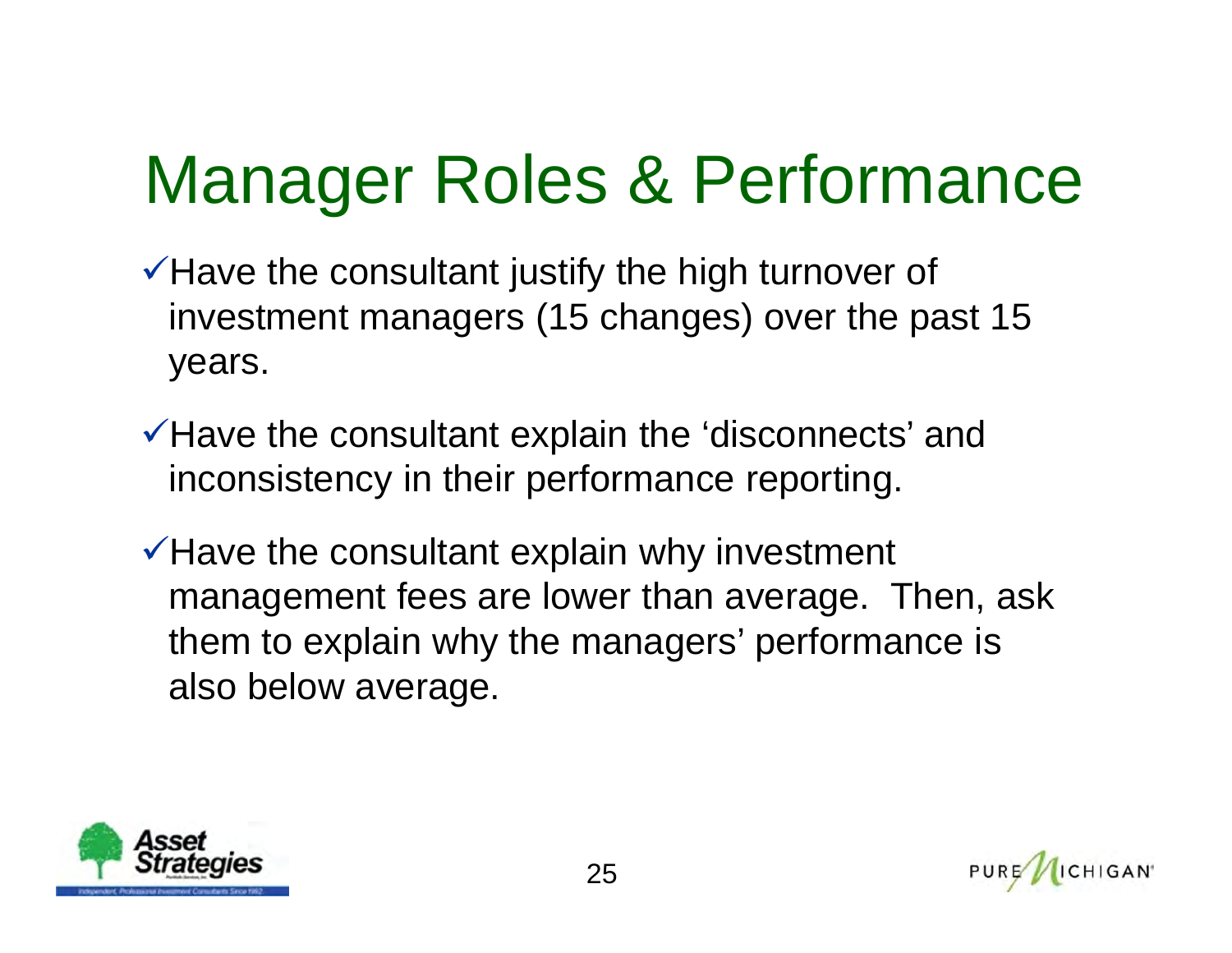# Manager Roles & Performance

- ✓Have the consultant justify the high turnover of investment managers (15 changes) over the past 15 years.
- ✓Have the consultant explain the 'disconnects' and inconsistency in their performance reporting.
- ✓Have the consultant explain why investment management fees are lower than average. Then, ask them to explain why the managers' performance is also below average.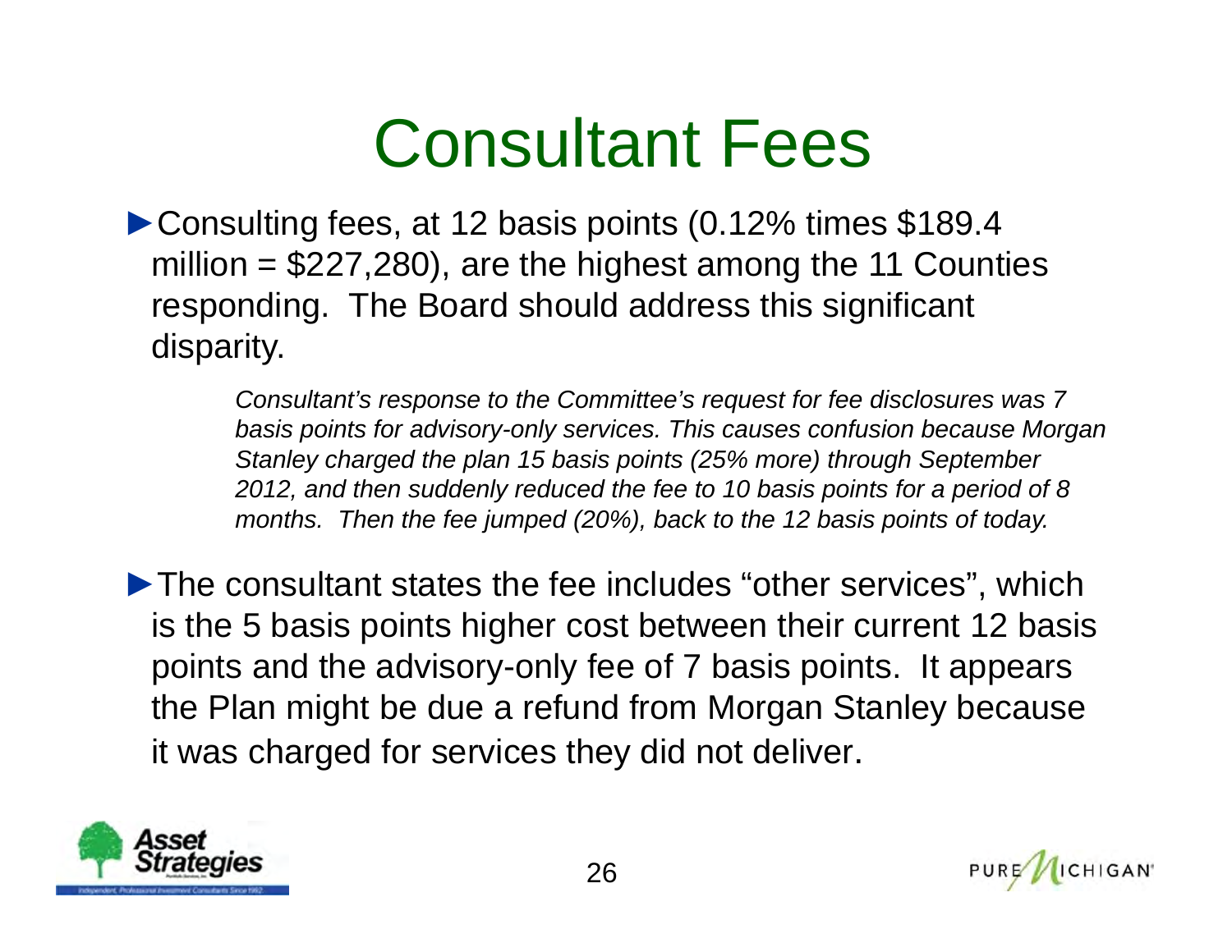# Consultant Fees

- Consulting fees, at 12 basis points (0.12% times $189.4 million = $227,280), are the highest among the 11 Counties responding. The Board should address this significant disparity.

  *Consultant's response to the Committee's request for fee disclosures was 7 basis points for advisory-only services. This causes confusion because Morgan Stanley charged the plan 15 basis points (25% more) through September 2012, and then suddenly reduced the fee to 10 basis points for a period of 8 months. Then the fee jumped (20%), back to the 12 basis points of today.*

- The consultant states the fee includes "other services", which is the 5 basis points higher cost between their current 12 basis points and the advisory-only fee of 7 basis points. It appears the Plan might be due a refund from Morgan Stanley because it was charged for services they did not deliver.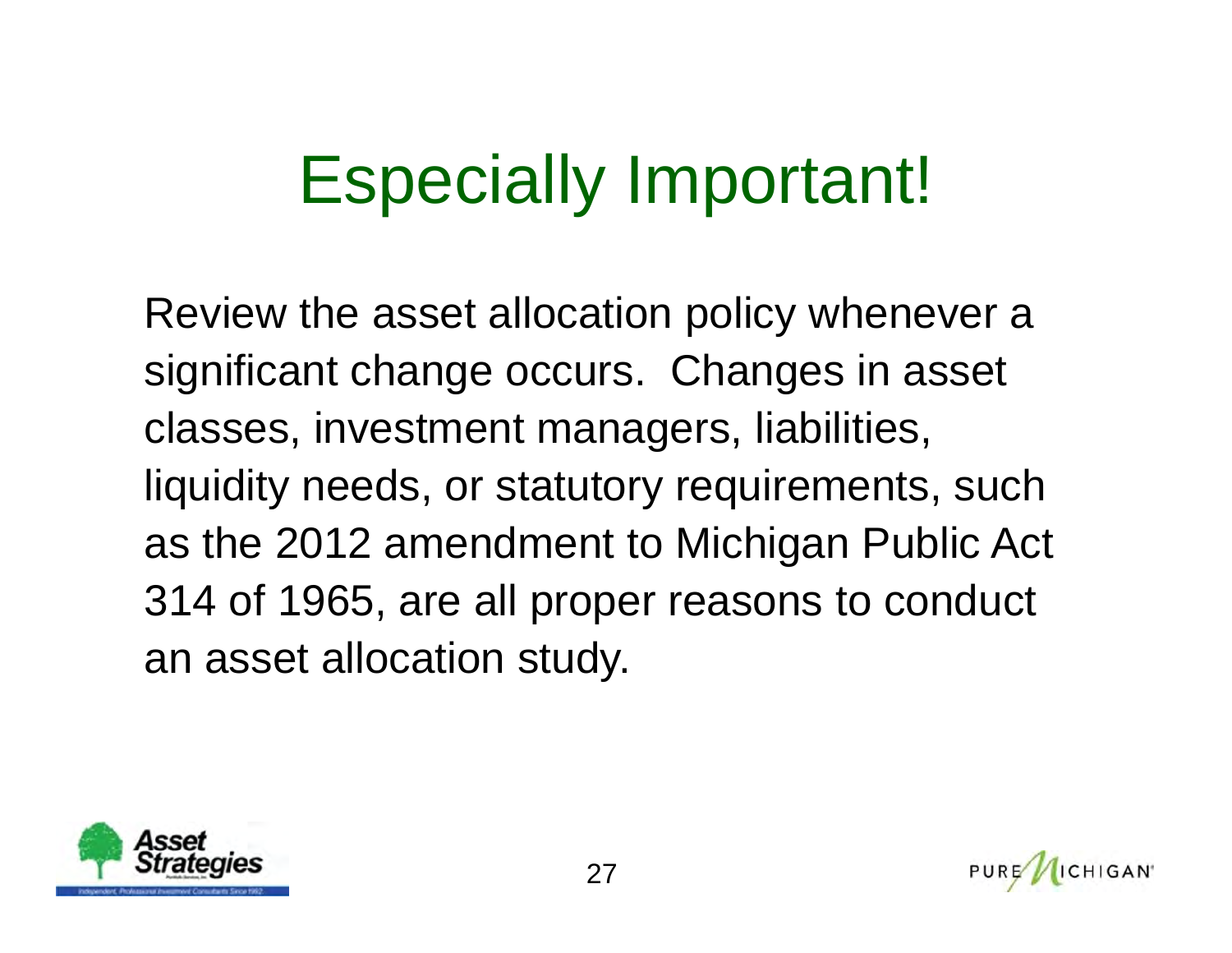# Especially Important!

Review the asset allocation policy whenever a significant change occurs. Changes in asset classes, investment managers, liabilities, liquidity needs, or statutory requirements, such as the 2012 amendment to Michigan Public Act 314 of 1965, are all proper reasons to conduct an asset allocation study.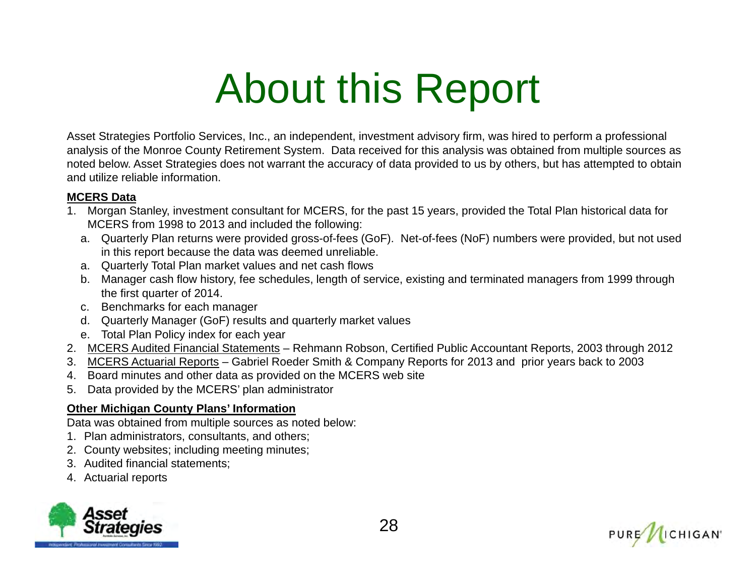# About this Report

Asset Strategies Portfolio Services, Inc., an independent, investment advisory firm, was hired to perform a professional analysis of the Monroe County Retirement System. Data received for this analysis was obtained from multiple sources as noted below. Asset Strategies does not warrant the accuracy of data provided to us by others, but has attempted to obtain and utilize reliable information.

**MCERS Data**

1. Morgan Stanley, investment consultant for MCERS, for the past 15 years, provided the Total Plan historical data for MCERS from 1998 to 2013 and included the following:
   a. Quarterly Plan returns were provided gross-of-fees (GoF). Net-of-fees (NoF) numbers were provided, but not used in this report because the data was deemed unreliable.
   a. Quarterly Total Plan market values and net cash flows
   b. Manager cash flow history, fee schedules, length of service, existing and terminated managers from 1999 through the first quarter of 2014.
   c. Benchmarks for each manager
   d. Quarterly Manager (GoF) results and quarterly market values
   e. Total Plan Policy index for each year
2. MCERS Audited Financial Statements – Rehmann Robson, Certified Public Accountant Reports, 2003 through 2012
3. MCERS Actuarial Reports – Gabriel Roeder Smith & Company Reports for 2013 and prior years back to 2003
4. Board minutes and other data as provided on the MCERS web site
5. Data provided by the MCERS' plan administrator

**Other Michigan County Plans' Information**

Data was obtained from multiple sources as noted below:

1. Plan administrators, consultants, and others;
2. County websites; including meeting minutes;
3. Audited financial statements;
4. Actuarial reports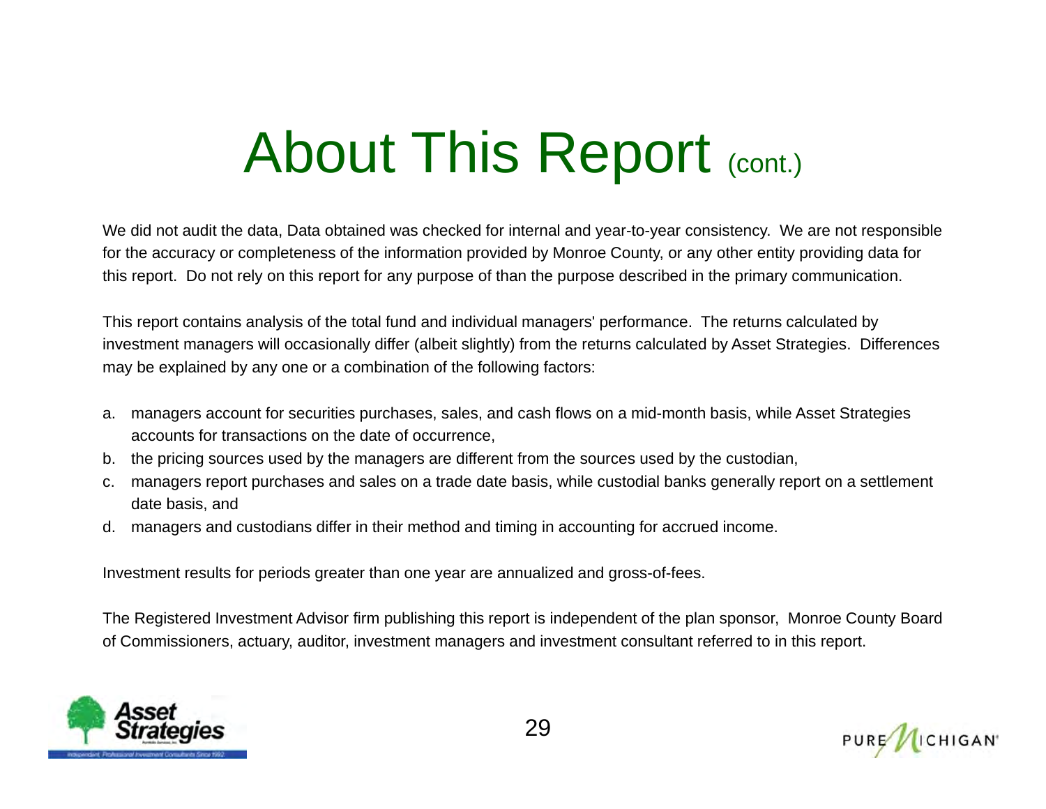# About This Report (cont.)

We did not audit the data, Data obtained was checked for internal and year-to-year consistency. We are not responsible for the accuracy or completeness of the information provided by Monroe County, or any other entity providing data for this report. Do not rely on this report for any purpose of than the purpose described in the primary communication.

This report contains analysis of the total fund and individual managers' performance. The returns calculated by investment managers will occasionally differ (albeit slightly) from the returns calculated by Asset Strategies. Differences may be explained by any one or a combination of the following factors:

a. managers account for securities purchases, sales, and cash flows on a mid-month basis, while Asset Strategies accounts for transactions on the date of occurrence,
b. the pricing sources used by the managers are different from the sources used by the custodian,
c. managers report purchases and sales on a trade date basis, while custodial banks generally report on a settlement date basis, and
d. managers and custodians differ in their method and timing in accounting for accrued income.

Investment results for periods greater than one year are annualized and gross-of-fees.

The Registered Investment Advisor firm publishing this report is independent of the plan sponsor, Monroe County Board of Commissioners, actuary, auditor, investment managers and investment consultant referred to in this report.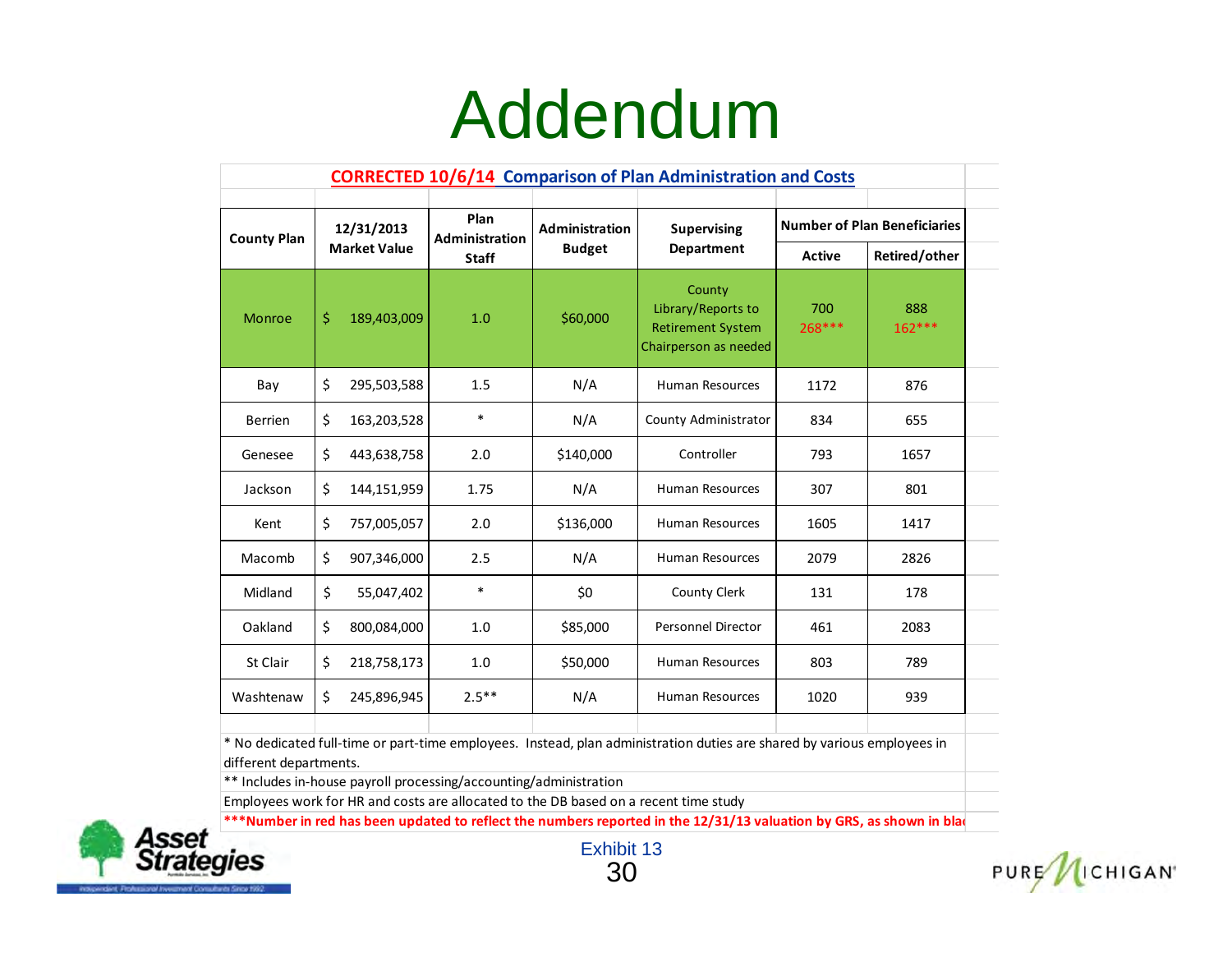# Addendum

**CORRECTED 10/6/14 Comparison of Plan Administration and Costs**

| County Plan | 12/31/2013 Market Value | Plan Administration Staff | Administration Budget | Supervising Department | Number of Plan Beneficiaries | |
|---|---|---|---|---|---|---|
| | | | | | Active | Retired/other |
| Monroe | $ 189,403,009 | 1.0 | $60,000 | County Library/Reports to Retirement System Chairperson as needed | 700 268*** | 888 162*** |
| Bay | $ 295,503,588 | 1.5 | N/A | Human Resources | 1172 | 876 |
| Berrien | $ 163,203,528 | * | N/A | County Administrator | 834 | 655 |
| Genesee | $ 443,638,758 | 2.0 | $140,000 | Controller | 793 | 1657 |
| Jackson | $ 144,151,959 | 1.75 | N/A | Human Resources | 307 | 801 |
| Kent | $ 757,005,057 | 2.0 | $136,000 | Human Resources | 1605 | 1417 |
| Macomb | $ 907,346,000 | 2.5 | N/A | Human Resources | 2079 | 2826 |
| Midland | $ 55,047,402 | * | $0 | County Clerk | 131 | 178 |
| Oakland | $ 800,084,000 | 1.0 | $85,000 | Personnel Director | 461 | 2083 |
| St Clair | $ 218,758,173 | 1.0 | $50,000 | Human Resources | 803 | 789 |
| Washtenaw | $ 245,896,945 | 2.5** | N/A | Human Resources | 1020 | 939 |

* No dedicated full-time or part-time employees. Instead, plan administration duties are shared by various employees in different departments.

** Includes in-house payroll processing/accounting/administration

Employees work for HR and costs are allocated to the DB based on a recent time study

***Number in red has been updated to reflect the numbers reported in the 12/31/13 valuation by GRS, as shown in bla

Exhibit 13